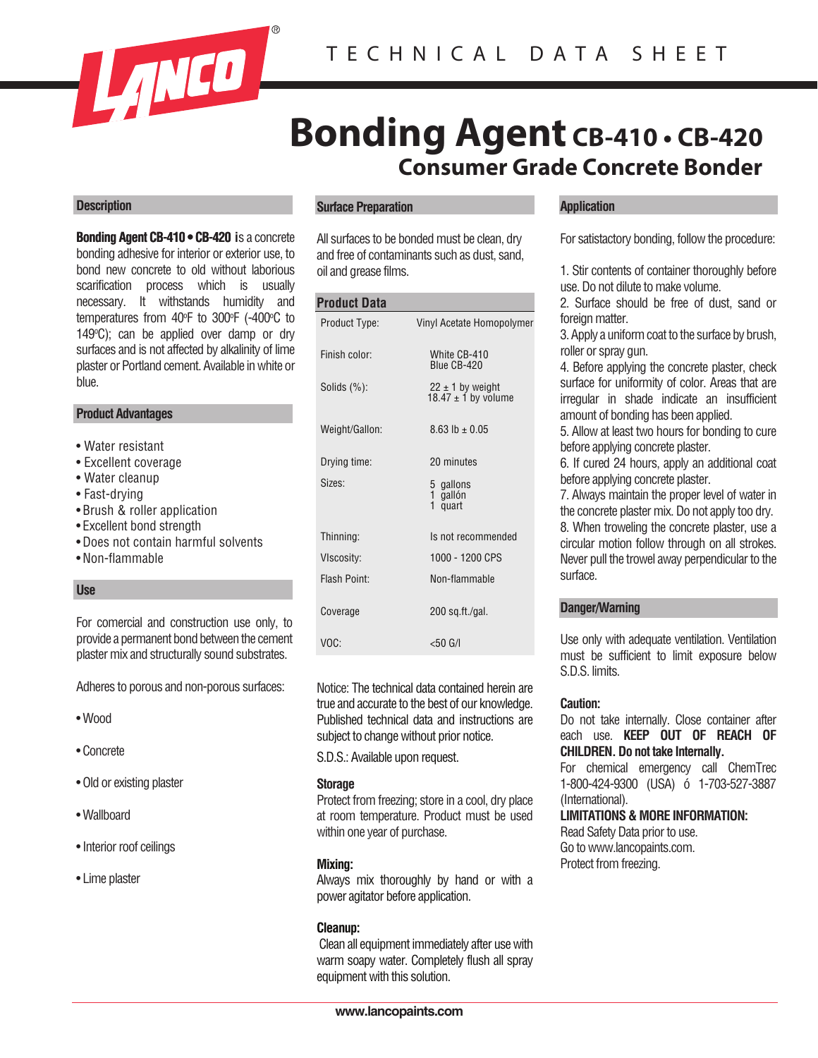TECHNICAL DATA SHEET

# Bonding Agent CB-410 • CB-420

## Consumer Grade Concrete Bonder

### Description

**Bonding Agent CB-410 • CB-420** is a concrete bonding adhesive for interior or exterior use, to bond new concrete to old without laborious scarification process which is usually necessary. It withstands humidity and temperatures from 40ºF to 300ºF (-400ºC to 149ºC); can be applied over damp or dry surfaces and is not affected by alkalinity of lime plaster or Portland cement. Available in white or blue.

### Product Advantages

- Water resistant
- Excellent coverage
- Water cleanup
- Fast-drying
- Brush & roller application
- Excellent bond strength
- Does not contain harmful solvents
- Non-flammable

### Use

For comercial and construction use only, to provide a permanent bond between the cement plaster mix and structurally sound substrates.

Adheres to porous and non-porous surfaces:

- Wood
- Concrete
- Old or existing plaster
- Wallboard
- Interior roof ceilings
- Lime plaster

### Surface Preparation

All surfaces to be bonded must be clean, dry and free of contaminants such as dust, sand, oil and grease films.

### Product Data

| | |
|---|---|
| Product Type: | Vinyl Acetate Homopolymer |
| Finish color: | White CB-410<br>Blue CB-420 |
| Solids (%): | 22 ± 1 by weight<br>18.47 ± 1 by volume |
| Weight/Gallon: | 8.63 lb ± 0.05 |
| Drying time: | 20 minutes |
| Sizes: | 5 gallons<br>1 gallón<br>1 quart |
| Thinning: | Is not recommended |
| VIscosity: | 1000 - 1200 CPS |
| Flash Point: | Non-flammable |
| Coverage | 200 sq.ft./gal. |
| VOC: | <50 G/l |

Notice: The technical data contained herein are true and accurate to the best of our knowledge. Published technical data and instructions are subject to change without prior notice.

S.D.S.: Available upon request.

**Storage**

Protect from freezing; store in a cool, dry place at room temperature. Product must be used within one year of purchase.

**Mixing:**

Always mix thoroughly by hand or with a power agitator before application.

**Cleanup:**

Clean all equipment immediately after use with warm soapy water. Completely flush all spray equipment with this solution.

### Application

For satistactory bonding, follow the procedure:

1. Stir contents of container thoroughly before use. Do not dilute to make volume.
2. Surface should be free of dust, sand or foreign matter.
3. Apply a uniform coat to the surface by brush, roller or spray gun.
4. Before applying the concrete plaster, check surface for uniformity of color. Areas that are irregular in shade indicate an insufficient amount of bonding has been applied.
5. Allow at least two hours for bonding to cure before applying concrete plaster.
6. If cured 24 hours, apply an additional coat before applying concrete plaster.
7. Always maintain the proper level of water in the concrete plaster mix. Do not apply too dry.
8. When troweling the concrete plaster, use a circular motion follow through on all strokes. Never pull the trowel away perpendicular to the surface.

### Danger/Warning

Use only with adequate ventilation. Ventilation must be sufficient to limit exposure below S.D.S. limits.

**Caution:**

Do not take internally. Close container after each use. **KEEP OUT OF REACH OF CHILDREN. Do not take Internally.**

For chemical emergency call ChemTrec 1-800-424-9300 (USA) ó 1-703-527-3887 (International).

**LIMITATIONS & MORE INFORMATION:**

Read Safety Data prior to use.
Go to www.lancopaints.com.
Protect from freezing.

www.lancopaints.com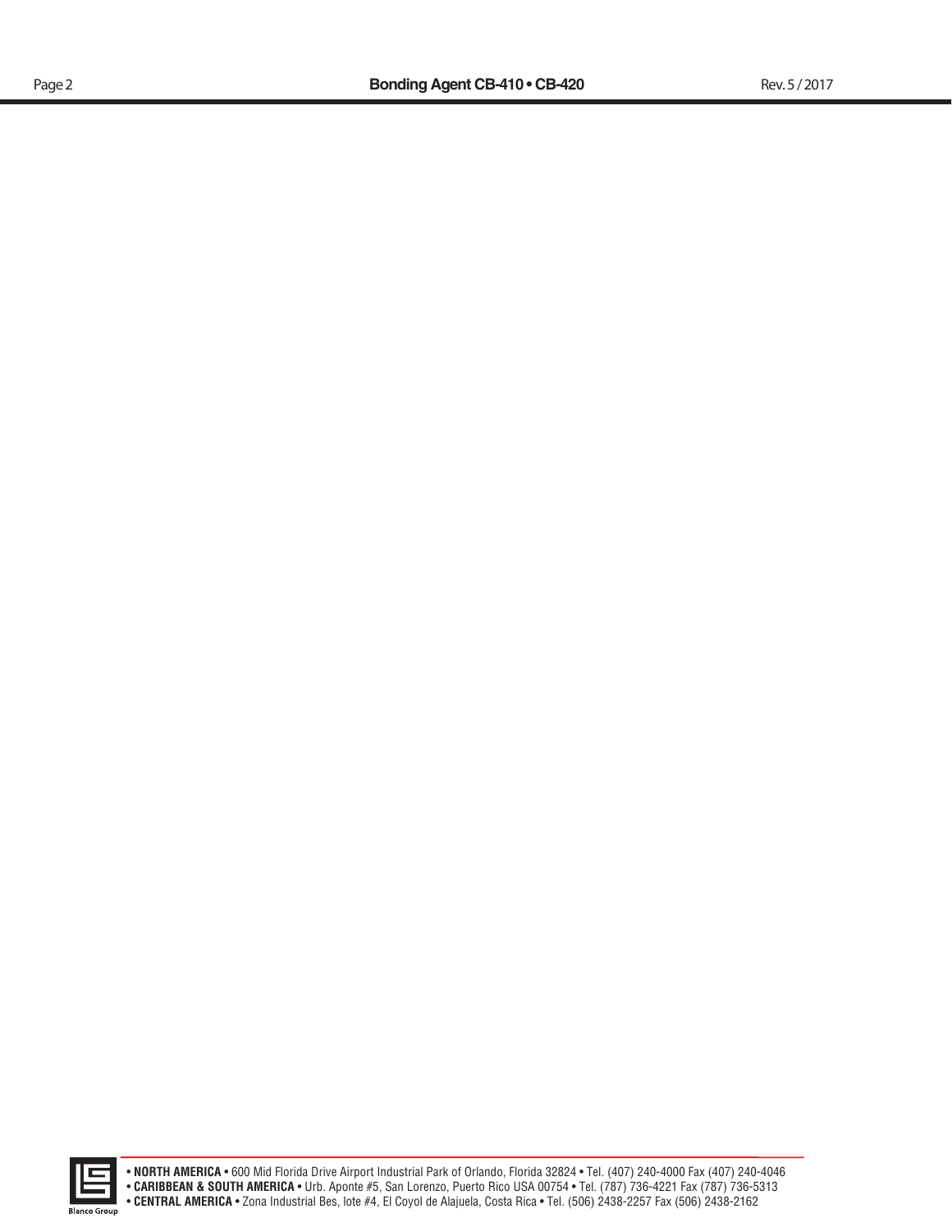Blanco Group

- **NORTH AMERICA** • 600 Mid Florida Drive Airport Industrial Park of Orlando, Florida 32824 • Tel. (407) 240-4000 Fax (407) 240-4046
- **CARIBBEAN & SOUTH AMERICA** • Urb. Aponte #5, San Lorenzo, Puerto Rico USA 00754 • Tel. (787) 736-4221 Fax (787) 736-5313
- **CENTRAL AMERICA** • Zona Industrial Bes, lote #4, El Coyol de Alajuela, Costa Rica • Tel. (506) 2438-2257 Fax (506) 2438-2162